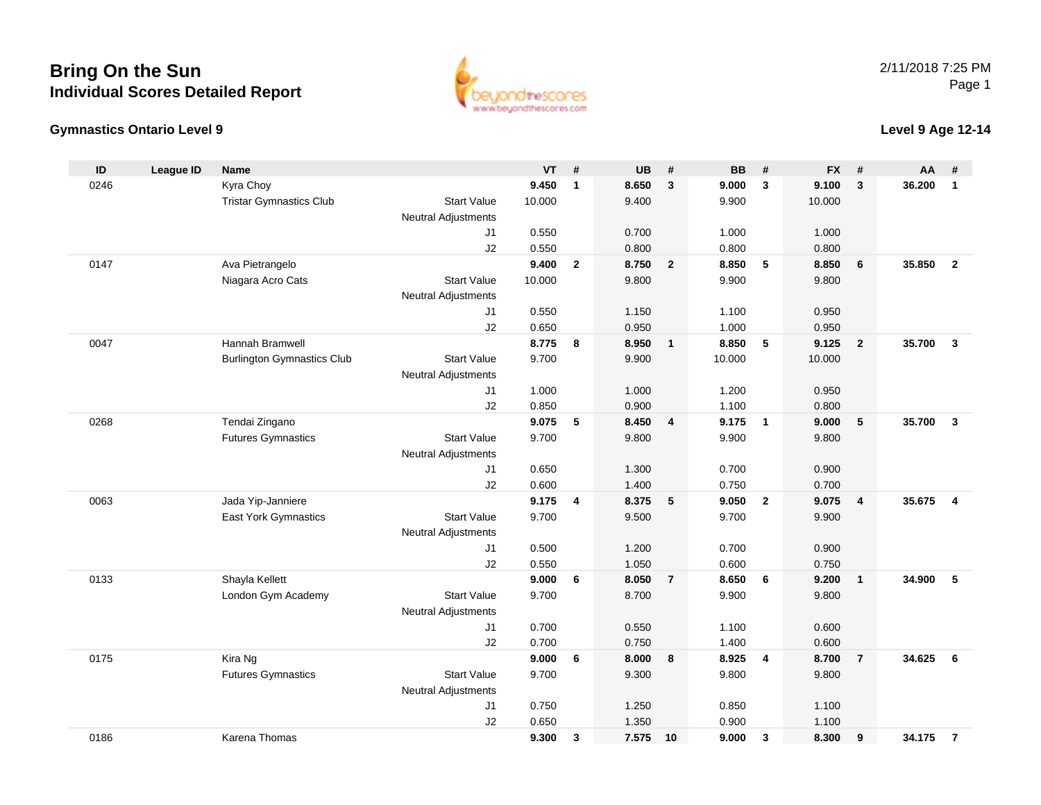# Bring On the Sun

## Individual Scores Detailed Report

2/11/2018 7:25 PM

### Gymnastics Ontario Level 9

### Level 9 Age 12-14

| ID | League ID | Name | | VT | # | UB | # | BB | # | FX | # | AA | # |
|---|---|---|---|---|---|---|---|---|---|---|---|---|---|
| 0246 | | Kyra Choy | | **9.450** | **1** | **8.650** | **3** | **9.000** | **3** | **9.100** | **3** | **36.200** | **1** |
| | | Tristar Gymnastics Club | Start Value | 10.000 | | 9.400 | | 9.900 | | 10.000 | | | |
| | | | Neutral Adjustments | | | | | | | | | | |
| | | | J1 | 0.550 | | 0.700 | | 1.000 | | 1.000 | | | |
| | | | J2 | 0.550 | | 0.800 | | 0.800 | | 0.800 | | | |
| 0147 | | Ava Pietrangelo | | **9.400** | **2** | **8.750** | **2** | **8.850** | **5** | **8.850** | **6** | **35.850** | **2** |
| | | Niagara Acro Cats | Start Value | 10.000 | | 9.800 | | 9.900 | | 9.800 | | | |
| | | | Neutral Adjustments | | | | | | | | | | |
| | | | J1 | 0.550 | | 1.150 | | 1.100 | | 0.950 | | | |
| | | | J2 | 0.650 | | 0.950 | | 1.000 | | 0.950 | | | |
| 0047 | | Hannah Bramwell | | **8.775** | **8** | **8.950** | **1** | **8.850** | **5** | **9.125** | **2** | **35.700** | **3** |
| | | Burlington Gymnastics Club | Start Value | 9.700 | | 9.900 | | 10.000 | | 10.000 | | | |
| | | | Neutral Adjustments | | | | | | | | | | |
| | | | J1 | 1.000 | | 1.000 | | 1.200 | | 0.950 | | | |
| | | | J2 | 0.850 | | 0.900 | | 1.100 | | 0.800 | | | |
| 0268 | | Tendai Zingano | | **9.075** | **5** | **8.450** | **4** | **9.175** | **1** | **9.000** | **5** | **35.700** | **3** |
| | | Futures Gymnastics | Start Value | 9.700 | | 9.800 | | 9.900 | | 9.800 | | | |
| | | | Neutral Adjustments | | | | | | | | | | |
| | | | J1 | 0.650 | | 1.300 | | 0.700 | | 0.900 | | | |
| | | | J2 | 0.600 | | 1.400 | | 0.750 | | 0.700 | | | |
| 0063 | | Jada Yip-Janniere | | **9.175** | **4** | **8.375** | **5** | **9.050** | **2** | **9.075** | **4** | **35.675** | **4** |
| | | East York Gymnastics | Start Value | 9.700 | | 9.500 | | 9.700 | | 9.900 | | | |
| | | | Neutral Adjustments | | | | | | | | | | |
| | | | J1 | 0.500 | | 1.200 | | 0.700 | | 0.900 | | | |
| | | | J2 | 0.550 | | 1.050 | | 0.600 | | 0.750 | | | |
| 0133 | | Shayla Kellett | | **9.000** | **6** | **8.050** | **7** | **8.650** | **6** | **9.200** | **1** | **34.900** | **5** |
| | | London Gym Academy | Start Value | 9.700 | | 8.700 | | 9.900 | | 9.800 | | | |
| | | | Neutral Adjustments | | | | | | | | | | |
| | | | J1 | 0.700 | | 0.550 | | 1.100 | | 0.600 | | | |
| | | | J2 | 0.700 | | 0.750 | | 1.400 | | 0.600 | | | |
| 0175 | | Kira Ng | | **9.000** | **6** | **8.000** | **8** | **8.925** | **4** | **8.700** | **7** | **34.625** | **6** |
| | | Futures Gymnastics | Start Value | 9.700 | | 9.300 | | 9.800 | | 9.800 | | | |
| | | | Neutral Adjustments | | | | | | | | | | |
| | | | J1 | 0.750 | | 1.250 | | 0.850 | | 1.100 | | | |
| | | | J2 | 0.650 | | 1.350 | | 0.900 | | 1.100 | | | |
| 0186 | | Karena Thomas | | **9.300** | **3** | **7.575** | **10** | **9.000** | **3** | **8.300** | **9** | **34.175** | **7** |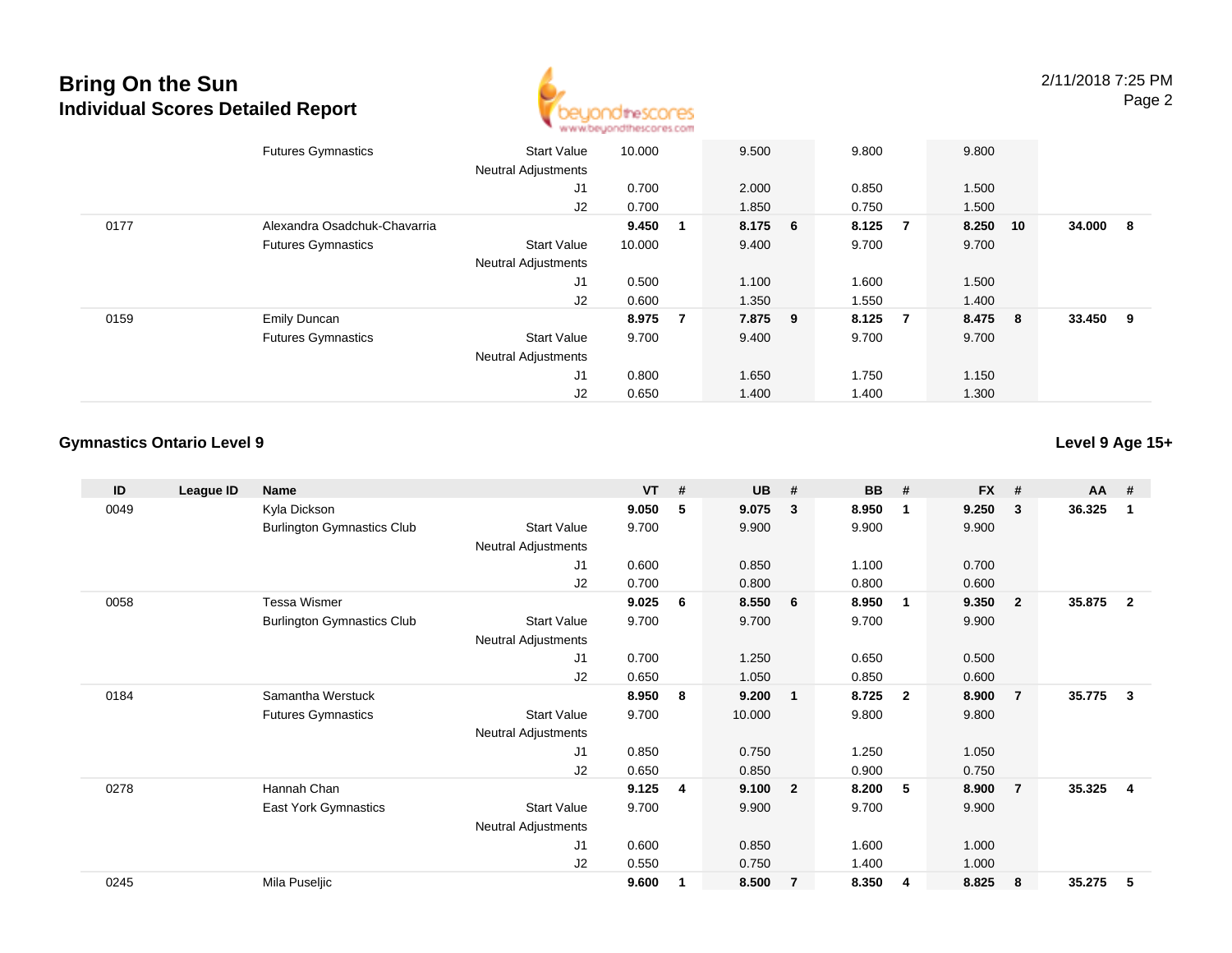| | | | | | | | | | | | | | | |
|---|---|---|---|---|---|---|---|---|---|---|---|---|---|---|
| | | Futures Gymnastics | Start Value | 10.000 | | 9.500 | | 9.800 | | 9.800 | | | |
| | | | Neutral Adjustments | | | | | | | | | | |
| | | | J1 | 0.700 | | 2.000 | | 0.850 | | 1.500 | | | |
| | | | J2 | 0.700 | | 1.850 | | 0.750 | | 1.500 | | | |
| 0177 | | Alexandra Osadchuk-Chavarria | | **9.450** | **1** | **8.175** | **6** | **8.125** | **7** | **8.250** | **10** | **34.000** | **8** |
| | | Futures Gymnastics | Start Value | 10.000 | | 9.400 | | 9.700 | | 9.700 | | | |
| | | | Neutral Adjustments | | | | | | | | | | |
| | | | J1 | 0.500 | | 1.100 | | 1.600 | | 1.500 | | | |
| | | | J2 | 0.600 | | 1.350 | | 1.550 | | 1.400 | | | |
| 0159 | | Emily Duncan | | **8.975** | **7** | **7.875** | **9** | **8.125** | **7** | **8.475** | **8** | **33.450** | **9** |
| | | Futures Gymnastics | Start Value | 9.700 | | 9.400 | | 9.700 | | 9.700 | | | |
| | | | Neutral Adjustments | | | | | | | | | | |
| | | | J1 | 0.800 | | 1.650 | | 1.750 | | 1.150 | | | |
| | | | J2 | 0.650 | | 1.400 | | 1.400 | | 1.300 | | | |

### Gymnastics Ontario Level 9

**Level 9 Age 15+**

| ID | League ID | Name | | VT | # | UB | # | BB | # | FX | # | AA | # |
|---|---|---|---|---|---|---|---|---|---|---|---|---|---|
| 0049 | | Kyla Dickson | | **9.050** | **5** | **9.075** | **3** | **8.950** | **1** | **9.250** | **3** | **36.325** | **1** |
| | | Burlington Gymnastics Club | Start Value | 9.700 | | 9.900 | | 9.900 | | 9.900 | | | |
| | | | Neutral Adjustments | | | | | | | | | | |
| | | | J1 | 0.600 | | 0.850 | | 1.100 | | 0.700 | | | |
| | | | J2 | 0.700 | | 0.800 | | 0.800 | | 0.600 | | | |
| 0058 | | Tessa Wismer | | **9.025** | **6** | **8.550** | **6** | **8.950** | **1** | **9.350** | **2** | **35.875** | **2** |
| | | Burlington Gymnastics Club | Start Value | 9.700 | | 9.700 | | 9.700 | | 9.900 | | | |
| | | | Neutral Adjustments | | | | | | | | | | |
| | | | J1 | 0.700 | | 1.250 | | 0.650 | | 0.500 | | | |
| | | | J2 | 0.650 | | 1.050 | | 0.850 | | 0.600 | | | |
| 0184 | | Samantha Werstuck | | **8.950** | **8** | **9.200** | **1** | **8.725** | **2** | **8.900** | **7** | **35.775** | **3** |
| | | Futures Gymnastics | Start Value | 9.700 | | 10.000 | | 9.800 | | 9.800 | | | |
| | | | Neutral Adjustments | | | | | | | | | | |
| | | | J1 | 0.850 | | 0.750 | | 1.250 | | 1.050 | | | |
| | | | J2 | 0.650 | | 0.850 | | 0.900 | | 0.750 | | | |
| 0278 | | Hannah Chan | | **9.125** | **4** | **9.100** | **2** | **8.200** | **5** | **8.900** | **7** | **35.325** | **4** |
| | | East York Gymnastics | Start Value | 9.700 | | 9.900 | | 9.700 | | 9.900 | | | |
| | | | Neutral Adjustments | | | | | | | | | | |
| | | | J1 | 0.600 | | 0.850 | | 1.600 | | 1.000 | | | |
| | | | J2 | 0.550 | | 0.750 | | 1.400 | | 1.000 | | | |
| 0245 | | Mila Puseljic | | **9.600** | **1** | **8.500** | **7** | **8.350** | **4** | **8.825** | **8** | **35.275** | **5** |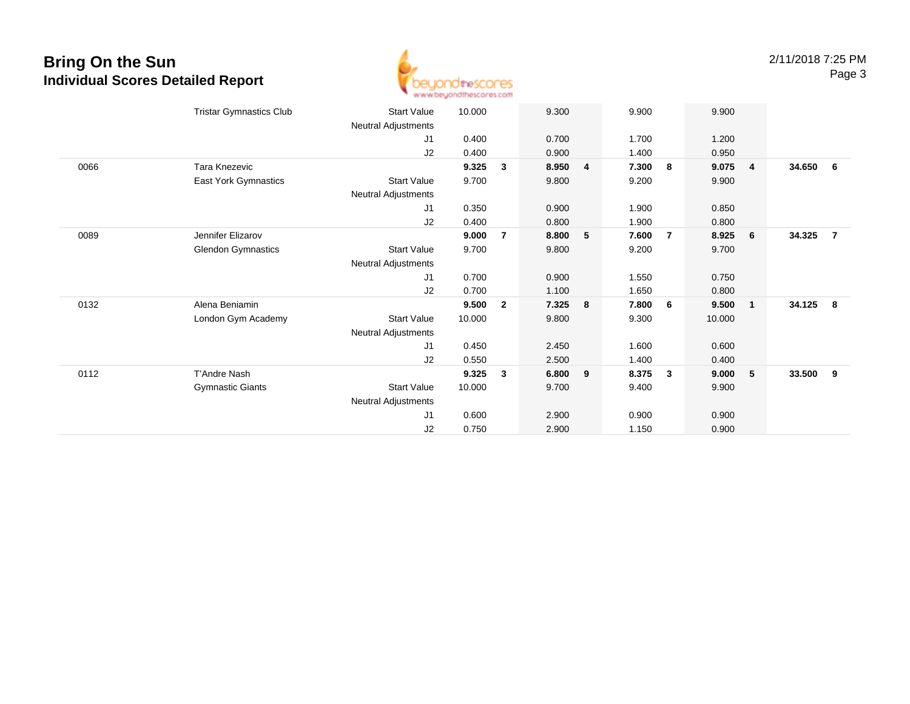# Bring On the Sun
## Individual Scores Detailed Report

2/11/2018 7:25 PM

| | | | | | | | | | | | | |
|---|---|---|---|---|---|---|---|---|---|---|---|---|
| | Tristar Gymnastics Club | Start Value | 10.000 | | 9.300 | | 9.900 | | 9.900 | | | |
| | | Neutral Adjustments | | | | | | | | | | |
| | | J1 | 0.400 | | 0.700 | | 1.700 | | 1.200 | | | |
| | | J2 | 0.400 | | 0.900 | | 1.400 | | 0.950 | | | |
| 0066 | Tara Knezevic | | **9.325** | **3** | **8.950** | **4** | **7.300** | **8** | **9.075** | **4** | **34.650** | **6** |
| | East York Gymnastics | Start Value | 9.700 | | 9.800 | | 9.200 | | 9.900 | | | |
| | | Neutral Adjustments | | | | | | | | | | |
| | | J1 | 0.350 | | 0.900 | | 1.900 | | 0.850 | | | |
| | | J2 | 0.400 | | 0.800 | | 1.900 | | 0.800 | | | |
| 0089 | Jennifer Elizarov | | **9.000** | **7** | **8.800** | **5** | **7.600** | **7** | **8.925** | **6** | **34.325** | **7** |
| | Glendon Gymnastics | Start Value | 9.700 | | 9.800 | | 9.200 | | 9.700 | | | |
| | | Neutral Adjustments | | | | | | | | | | |
| | | J1 | 0.700 | | 0.900 | | 1.550 | | 0.750 | | | |
| | | J2 | 0.700 | | 1.100 | | 1.650 | | 0.800 | | | |
| 0132 | Alena Beniamin | | **9.500** | **2** | **7.325** | **8** | **7.800** | **6** | **9.500** | **1** | **34.125** | **8** |
| | London Gym Academy | Start Value | 10.000 | | 9.800 | | 9.300 | | 10.000 | | | |
| | | Neutral Adjustments | | | | | | | | | | |
| | | J1 | 0.450 | | 2.450 | | 1.600 | | 0.600 | | | |
| | | J2 | 0.550 | | 2.500 | | 1.400 | | 0.400 | | | |
| 0112 | T'Andre Nash | | **9.325** | **3** | **6.800** | **9** | **8.375** | **3** | **9.000** | **5** | **33.500** | **9** |
| | Gymnastic Giants | Start Value | 10.000 | | 9.700 | | 9.400 | | 9.900 | | | |
| | | Neutral Adjustments | | | | | | | | | | |
| | | J1 | 0.600 | | 2.900 | | 0.900 | | 0.900 | | | |
| | | J2 | 0.750 | | 2.900 | | 1.150 | | 0.900 | | | |